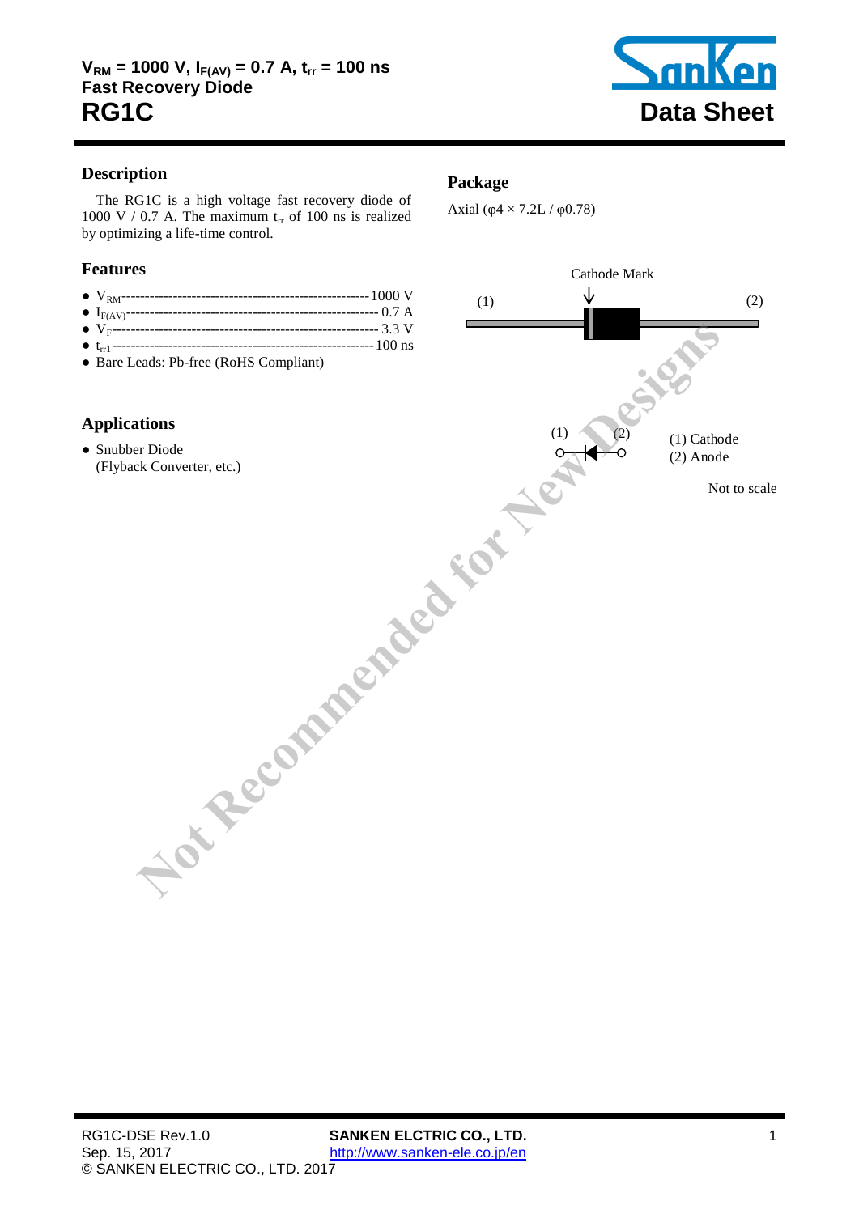# $V_{RM}$ = 1000 V, $I_{F(AV)}$ = 0.7 A, $t_{rr}$ = 100 ns
## Fast Recovery Diode
# RG1C

Data Sheet

Not Recommended for New Designs

## Description

The RG1C is a high voltage fast recovery diode of 1000 V / 0.7 A. The maximum $t_{rr}$ of 100 ns is realized by optimizing a life-time control.

## Features

- $V_{RM}$ ---------- 1000 V
- $I_{F(AV)}$ ---------- 0.7 A
- $V_F$ ---------- 3.3 V
- $t_{rr1}$ ---------- 100 ns
- Bare Leads: Pb-free (RoHS Compliant)

## Applications

- Snubber Diode
  (Flyback Converter, etc.)

## Package

Axial (φ4 × 7.2L / φ0.78)

Cathode Mark

(1) (2)

(1) Cathode
(2) Anode

Not to scale

RG1C-DSE Rev.1.0
Sep. 15, 2017
© SANKEN ELECTRIC CO., LTD. 2017

SANKEN ELCTRIC CO., LTD.
http://www.sanken-ele.co.jp/en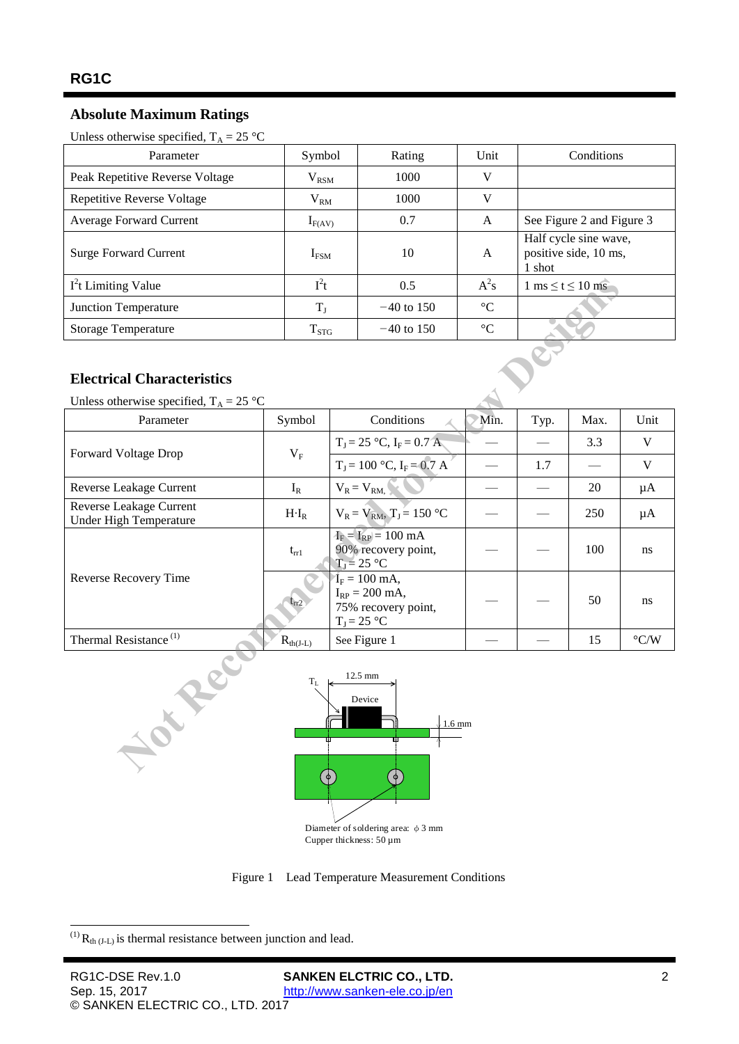## Absolute Maximum Ratings

Unless otherwise specified, $T_A$ = 25 °C

| Parameter | Symbol | Rating | Unit | Conditions |
|---|---|---|---|---|
| Peak Repetitive Reverse Voltage | $V_{RSM}$ | 1000 | V | |
| Repetitive Reverse Voltage | $V_{RM}$ | 1000 | V | |
| Average Forward Current | $I_{F(AV)}$ | 0.7 | A | See Figure 2 and Figure 3 |
| Surge Forward Current | $I_{FSM}$ | 10 | A | Half cycle sine wave, positive side, 10 ms, 1 shot |
| $I^2t$ Limiting Value | $I^2t$ | 0.5 | $A^2s$ | 1 ms ≤ t ≤ 10 ms |
| Junction Temperature | $T_J$ | −40 to 150 | °C | |
| Storage Temperature | $T_{STG}$ | −40 to 150 | °C | |

## Electrical Characteristics

Unless otherwise specified, $T_A$ = 25 °C

| Parameter | Symbol | Conditions | Min. | Typ. | Max. | Unit |
|---|---|---|---|---|---|---|
| Forward Voltage Drop | $V_F$ | $T_J$ = 25 °C, $I_F$ = 0.7 A | — | — | 3.3 | V |
| | | $T_J$ = 100 °C, $I_F$ = 0.7 A | — | 1.7 | — | V |
| Reverse Leakage Current | $I_R$ | $V_R = V_{RM,}$ | — | — | 20 | μA |
| Reverse Leakage Current Under High Temperature | $H{\cdot}I_R$ | $V_R = V_{RM}$, $T_J$ = 150 °C | — | — | 250 | μA |
| Reverse Recovery Time | $t_{rr1}$ | $I_F = I_{RP}$ = 100 mA 90% recovery point, $T_J$ = 25 °C | — | — | 100 | ns |
| | $t_{rr2}$ | $I_F$ = 100 mA, $I_{RP}$ = 200 mA, 75% recovery point, $T_J$ = 25 °C | — | — | 50 | ns |
| Thermal Resistance [(1)] | $R_{th(J-L)}$ | See Figure 1 | — | — | 15 | °C/W |

$T_L$

12.5 mm

Device

1.6 mm

Diameter of soldering area: ϕ 3 mm
Cupper thickness: 50 μm

Figure 1 Lead Temperature Measurement Conditions

[(1)] $R_{th(J-L)}$ is thermal resistance between junction and lead.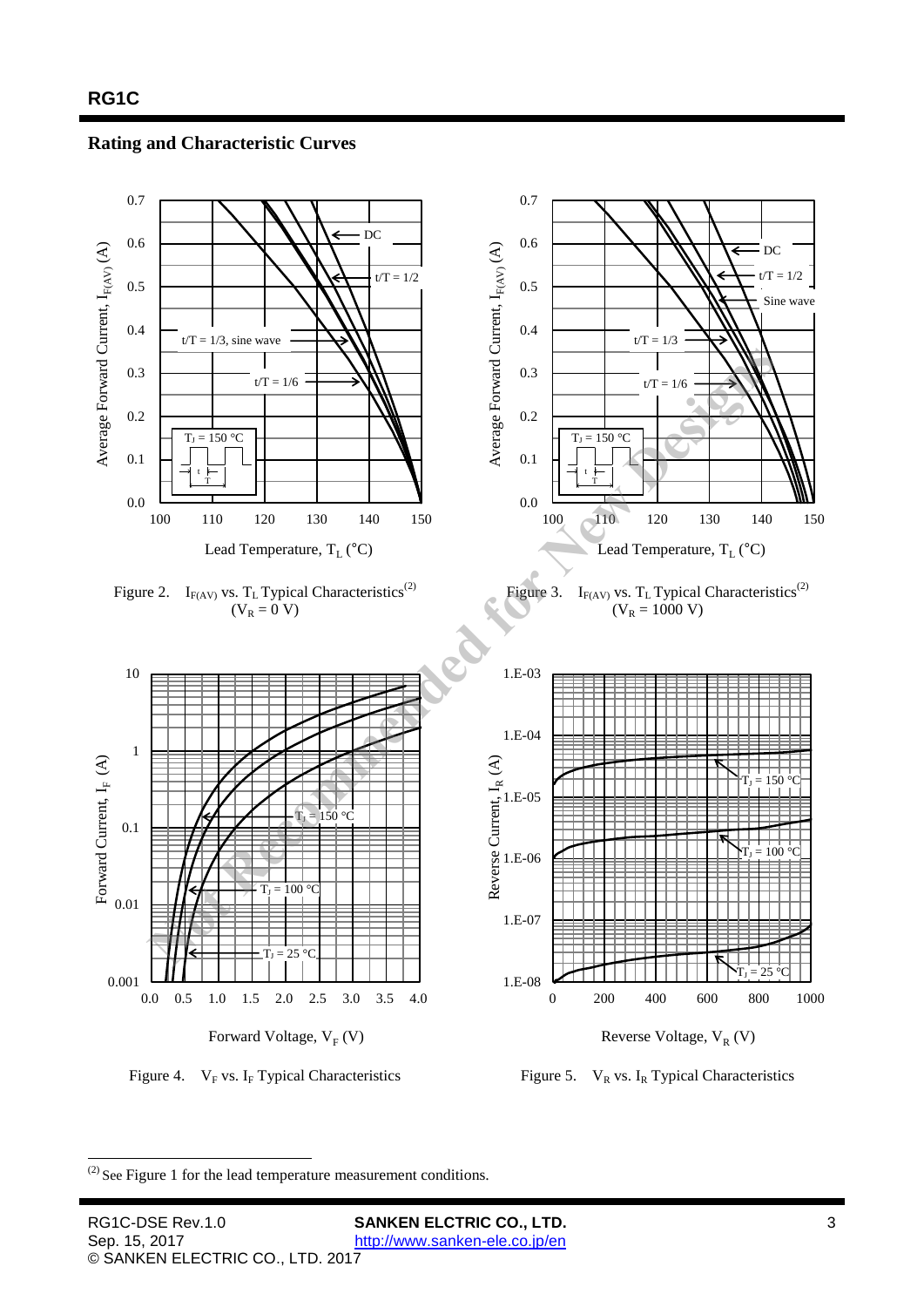## Rating and Characteristic Curves

Figure 2. $I_{F(AV)}$ vs. $T_L$ Typical Characteristics(2) ($V_R$ = 0 V)

Figure 3. $I_{F(AV)}$ vs. $T_L$ Typical Characteristics(2) ($V_R$ = 1000 V)

Figure 4. $V_F$ vs. $I_F$ Typical Characteristics

Figure 5. $V_R$ vs. $I_R$ Typical Characteristics

(2) See Figure 1 for the lead temperature measurement conditions.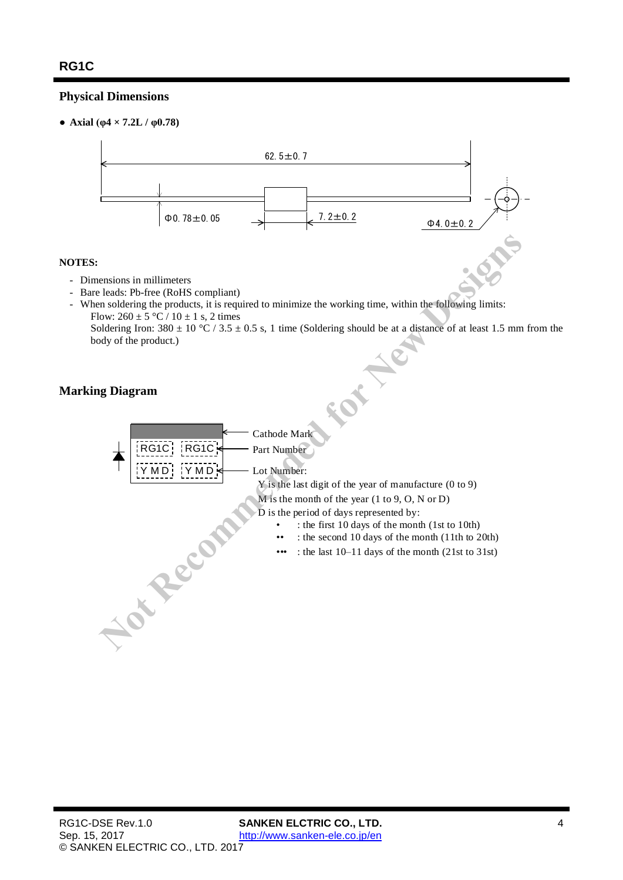## Physical Dimensions

- **Axial (φ4 × 7.2L / φ0.78)**

62.5±0.7

Φ0.78±0.05

7.2±0.2

Φ4.0±0.2

**NOTES:**

- Dimensions in millimeters
- Bare leads: Pb-free (RoHS compliant)
- When soldering the products, it is required to minimize the working time, within the following limits:
  Flow: 260 ± 5 °C / 10 ± 1 s, 2 times
  Soldering Iron: 380 ± 10 °C / 3.5 ± 0.5 s, 1 time (Soldering should be at a distance of at least 1.5 mm from the body of the product.)

## Marking Diagram

RG1C RG1C

Y M D Y M D

Cathode Mark

Part Number

Lot Number:

Y is the last digit of the year of manufacture (0 to 9)

M is the month of the year (1 to 9, O, N or D)

D is the period of days represented by:

- • : the first 10 days of the month (1st to 10th)
- •• : the second 10 days of the month (11th to 20th)
- ••• : the last 10–11 days of the month (21st to 31st)

Not Recommended for New Designs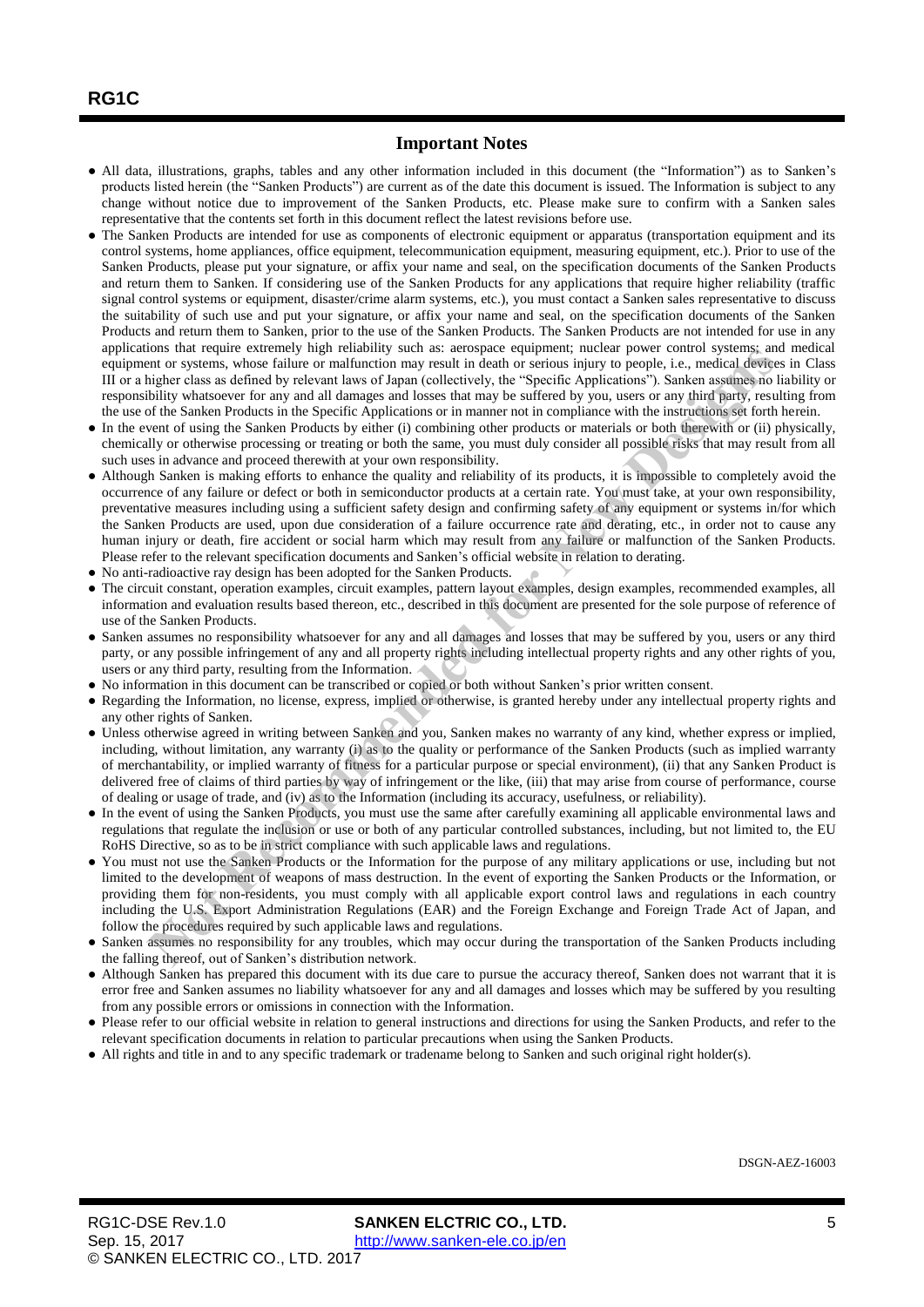## Important Notes

- All data, illustrations, graphs, tables and any other information included in this document (the "Information") as to Sanken's products listed herein (the "Sanken Products") are current as of the date this document is issued. The Information is subject to any change without notice due to improvement of the Sanken Products, etc. Please make sure to confirm with a Sanken sales representative that the contents set forth in this document reflect the latest revisions before use.
- The Sanken Products are intended for use as components of electronic equipment or apparatus (transportation equipment and its control systems, home appliances, office equipment, telecommunication equipment, measuring equipment, etc.). Prior to use of the Sanken Products, please put your signature, or affix your name and seal, on the specification documents of the Sanken Products and return them to Sanken. If considering use of the Sanken Products for any applications that require higher reliability (traffic signal control systems or equipment, disaster/crime alarm systems, etc.), you must contact a Sanken sales representative to discuss the suitability of such use and put your signature, or affix your name and seal, on the specification documents of the Sanken Products and return them to Sanken, prior to the use of the Sanken Products. The Sanken Products are not intended for use in any applications that require extremely high reliability such as: aerospace equipment; nuclear power control systems; and medical equipment or systems, whose failure or malfunction may result in death or serious injury to people, i.e., medical devices in Class III or a higher class as defined by relevant laws of Japan (collectively, the "Specific Applications"). Sanken assumes no liability or responsibility whatsoever for any and all damages and losses that may be suffered by you, users or any third party, resulting from the use of the Sanken Products in the Specific Applications or in manner not in compliance with the instructions set forth herein.
- In the event of using the Sanken Products by either (i) combining other products or materials or both therewith or (ii) physically, chemically or otherwise processing or treating or both the same, you must duly consider all possible risks that may result from all such uses in advance and proceed therewith at your own responsibility.
- Although Sanken is making efforts to enhance the quality and reliability of its products, it is impossible to completely avoid the occurrence of any failure or defect or both in semiconductor products at a certain rate. You must take, at your own responsibility, preventative measures including using a sufficient safety design and confirming safety of any equipment or systems in/for which the Sanken Products are used, upon due consideration of a failure occurrence rate and derating, etc., in order not to cause any human injury or death, fire accident or social harm which may result from any failure or malfunction of the Sanken Products. Please refer to the relevant specification documents and Sanken's official website in relation to derating.
- No anti-radioactive ray design has been adopted for the Sanken Products.
- The circuit constant, operation examples, circuit examples, pattern layout examples, design examples, recommended examples, all information and evaluation results based thereon, etc., described in this document are presented for the sole purpose of reference of use of the Sanken Products.
- Sanken assumes no responsibility whatsoever for any and all damages and losses that may be suffered by you, users or any third party, or any possible infringement of any and all property rights including intellectual property rights and any other rights of you, users or any third party, resulting from the Information.
- No information in this document can be transcribed or copied or both without Sanken's prior written consent.
- Regarding the Information, no license, express, implied or otherwise, is granted hereby under any intellectual property rights and any other rights of Sanken.
- Unless otherwise agreed in writing between Sanken and you, Sanken makes no warranty of any kind, whether express or implied, including, without limitation, any warranty (i) as to the quality or performance of the Sanken Products (such as implied warranty of merchantability, or implied warranty of fitness for a particular purpose or special environment), (ii) that any Sanken Product is delivered free of claims of third parties by way of infringement or the like, (iii) that may arise from course of performance, course of dealing or usage of trade, and (iv) as to the Information (including its accuracy, usefulness, or reliability).
- In the event of using the Sanken Products, you must use the same after carefully examining all applicable environmental laws and regulations that regulate the inclusion or use or both of any particular controlled substances, including, but not limited to, the EU RoHS Directive, so as to be in strict compliance with such applicable laws and regulations.
- You must not use the Sanken Products or the Information for the purpose of any military applications or use, including but not limited to the development of weapons of mass destruction. In the event of exporting the Sanken Products or the Information, or providing them for non-residents, you must comply with all applicable export control laws and regulations in each country including the U.S. Export Administration Regulations (EAR) and the Foreign Exchange and Foreign Trade Act of Japan, and follow the procedures required by such applicable laws and regulations.
- Sanken assumes no responsibility for any troubles, which may occur during the transportation of the Sanken Products including the falling thereof, out of Sanken's distribution network.
- Although Sanken has prepared this document with its due care to pursue the accuracy thereof, Sanken does not warrant that it is error free and Sanken assumes no liability whatsoever for any and all damages and losses which may be suffered by you resulting from any possible errors or omissions in connection with the Information.
- Please refer to our official website in relation to general instructions and directions for using the Sanken Products, and refer to the relevant specification documents in relation to particular precautions when using the Sanken Products.
- All rights and title in and to any specific trademark or tradename belong to Sanken and such original right holder(s).

DSGN-AEZ-16003